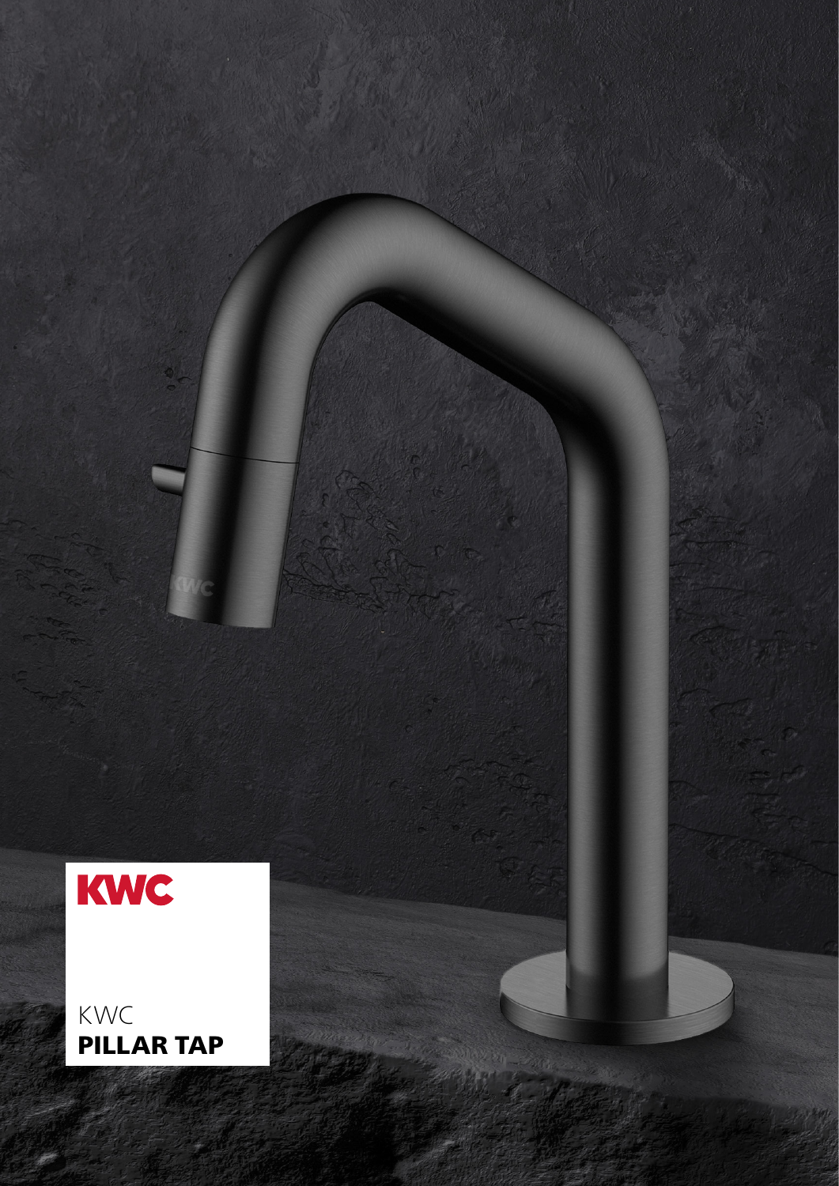KWC

KWC
**PILLAR TAP**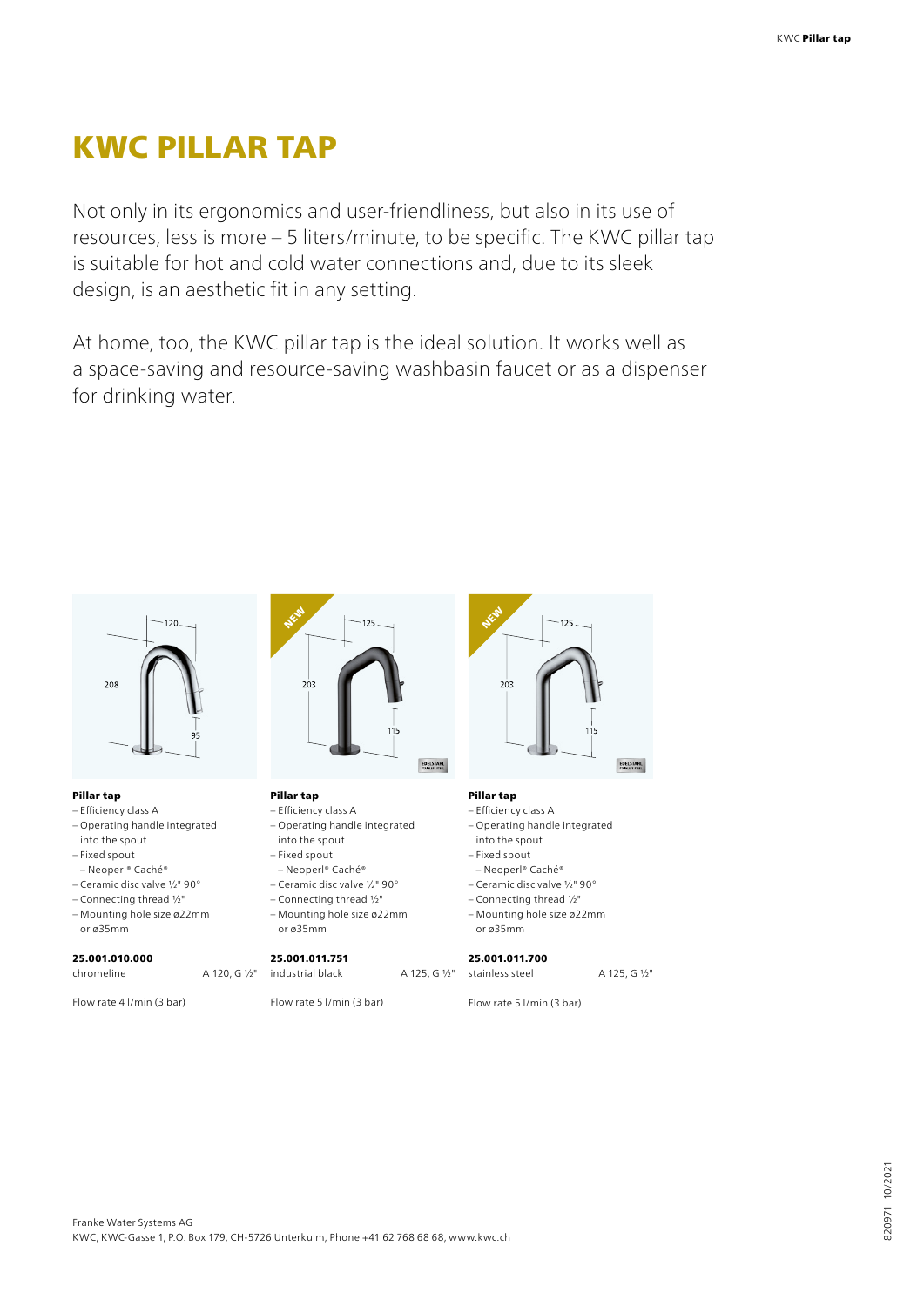# KWC PILLAR TAP

Not only in its ergonomics and user-friendliness, but also in its use of resources, less is more – 5 liters/minute, to be specific. The KWC pillar tap is suitable for hot and cold water connections and, due to its sleek design, is an aesthetic fit in any setting.

At home, too, the KWC pillar tap is the ideal solution. It works well as a space-saving and resource-saving washbasin faucet or as a dispenser for drinking water.

120
208
95

**Pillar tap**

- Efficiency class A
- Operating handle integrated into the spout
- Fixed spout
  - Neoperl® Caché®
- Ceramic disc valve ½" 90°
- Connecting thread ½"
- Mounting hole size ø22mm or ø35mm

**25.001.010.000**
chromeline — A 120, G ½"

Flow rate 4 l/min (3 bar)

NEW
125
203
115
EDELSTAHL

**Pillar tap**

- Efficiency class A
- Operating handle integrated into the spout
- Fixed spout
  - Neoperl® Caché®
- Ceramic disc valve ½" 90°
- Connecting thread ½"
- Mounting hole size ø22mm or ø35mm

**25.001.011.751**
industrial black — A 125, G ½"

Flow rate 5 l/min (3 bar)

NEW
125
203
115
EDELSTAHL

**Pillar tap**

- Efficiency class A
- Operating handle integrated into the spout
- Fixed spout
  - Neoperl® Caché®
- Ceramic disc valve ½" 90°
- Connecting thread ½"
- Mounting hole size ø22mm or ø35mm

**25.001.011.700**
stainless steel — A 125, G ½"

Flow rate 5 l/min (3 bar)

Franke Water Systems AG
KWC, KWC-Gasse 1, P.O. Box 179, CH-5726 Unterkulm, Phone +41 62 768 68 68, www.kwc.ch

820971 10/2021